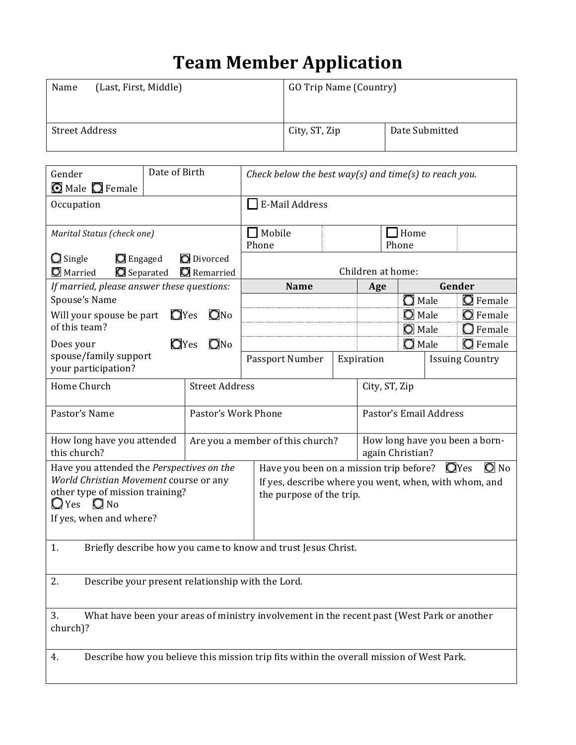# Team Member Application

| Name (Last, First, Middle) | GO Trip Name (Country) | |
|---|---|---|
| Street Address | City, ST, Zip | Date Submitted |

| Gender ◉ Male ○ Female | Date of Birth | *Check below the best way(s) and time(s) to reach you.* | | | |
|---|---|---|---|---|---|
| Occupation | | ☐ E-Mail Address | | | |
| *Marital Status (check one)* ○ Single ○ Engaged ○ Divorced ○ Married ○ Separated ○ Remarried | | ☐ Mobile Phone | | ☐ Home Phone | |
| | | Children at home: | | | |
| *If married, please answer these questions:* | | **Name** | **Age** | **Gender** | |
| Spouse's Name | | | | ○ Male | ○ Female |
| Will your spouse be part of this team? ○Yes ○No | | | | ○ Male | ○ Female |
| | | | | ○ Male | ○ Female |
| Does your spouse/family support your participation? ○Yes ○No | | | | ○ Male | ○ Female |
| | | Passport Number | Expiration | Issuing Country | |

| Home Church | Street Address | City, ST, Zip |
|---|---|---|
| Pastor's Name | Pastor's Work Phone | Pastor's Email Address |
| How long have you attended this church? | Are you a member of this church? | How long have you been a born-again Christian? |

| Have you attended the *Perspectives on the World Christian Movement* course or any other type of mission training? ○ Yes ○ No If yes, when and where? | Have you been on a mission trip before? ○Yes ○ No If yes, describe where you went, when, with whom, and the purpose of the trip. |
|---|---|

1. Briefly describe how you came to know and trust Jesus Christ.

2. Describe your present relationship with the Lord.

3. What have been your areas of ministry involvement in the recent past (West Park or another church)?

4. Describe how you believe this mission trip fits within the overall mission of West Park.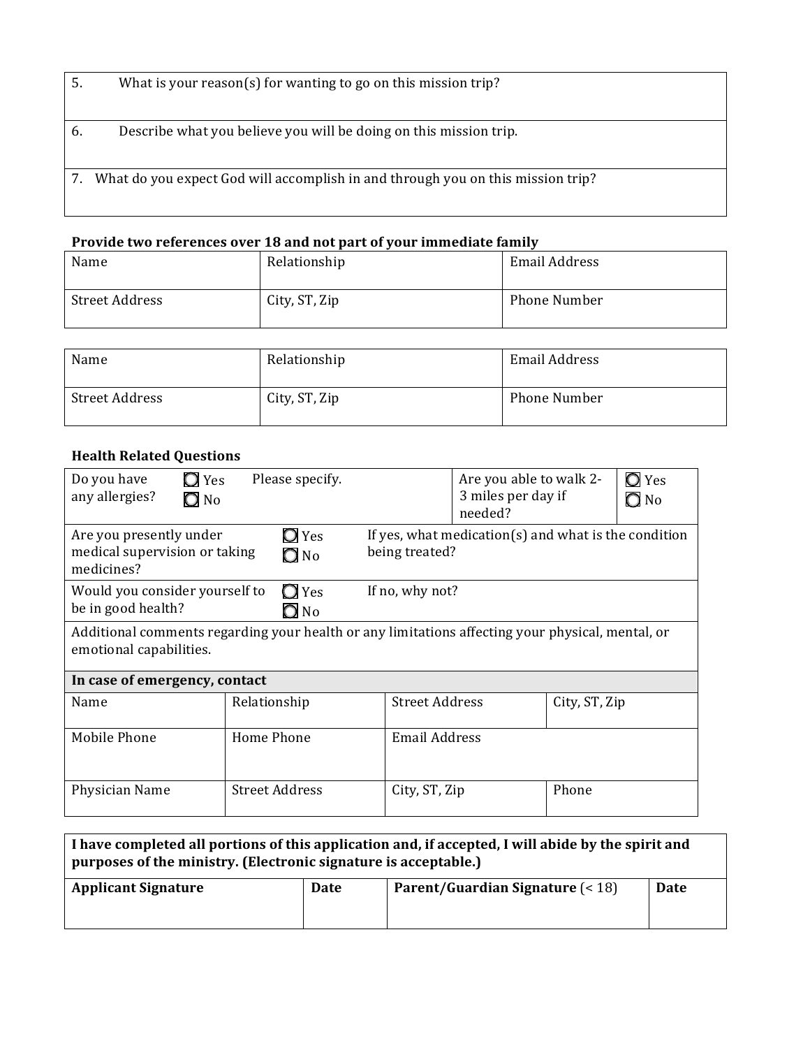| | |
|---|---|
| 5. | What is your reason(s) for wanting to go on this mission trip? |
| 6. | Describe what you believe you will be doing on this mission trip. |
| 7. | What do you expect God will accomplish in and through you on this mission trip? |

**Provide two references over 18 and not part of your immediate family**

| Name | Relationship | Email Address |
|---|---|---|
| Street Address | City, ST, Zip | Phone Number |

| Name | Relationship | Email Address |
|---|---|---|
| Street Address | City, ST, Zip | Phone Number |

**Health Related Questions**

| Do you have any allergies? | ◯ Yes ◯ No | Please specify. | Are you able to walk 2-3 miles per day if needed? | ◯ Yes ◯ No |
|---|---|---|---|---|
| Are you presently under medical supervision or taking medicines? | ◯ Yes ◯ No | If yes, what medication(s) and what is the condition being treated? | | |
| Would you consider yourself to be in good health? | ◯ Yes ◯ No | If no, why not? | | |
| Additional comments regarding your health or any limitations affecting your physical, mental, or emotional capabilities. | | | | |

| **In case of emergency, contact** | | | |
|---|---|---|---|
| Name | Relationship | Street Address | City, ST, Zip |
| Mobile Phone | Home Phone | Email Address | |
| Physician Name | Street Address | City, ST, Zip | Phone |

| **I have completed all portions of this application and, if accepted, I will abide by the spirit and purposes of the ministry. (Electronic signature is acceptable.)** | | | |
|---|---|---|---|
| **Applicant Signature** | **Date** | **Parent/Guardian Signature** (< 18) | **Date** |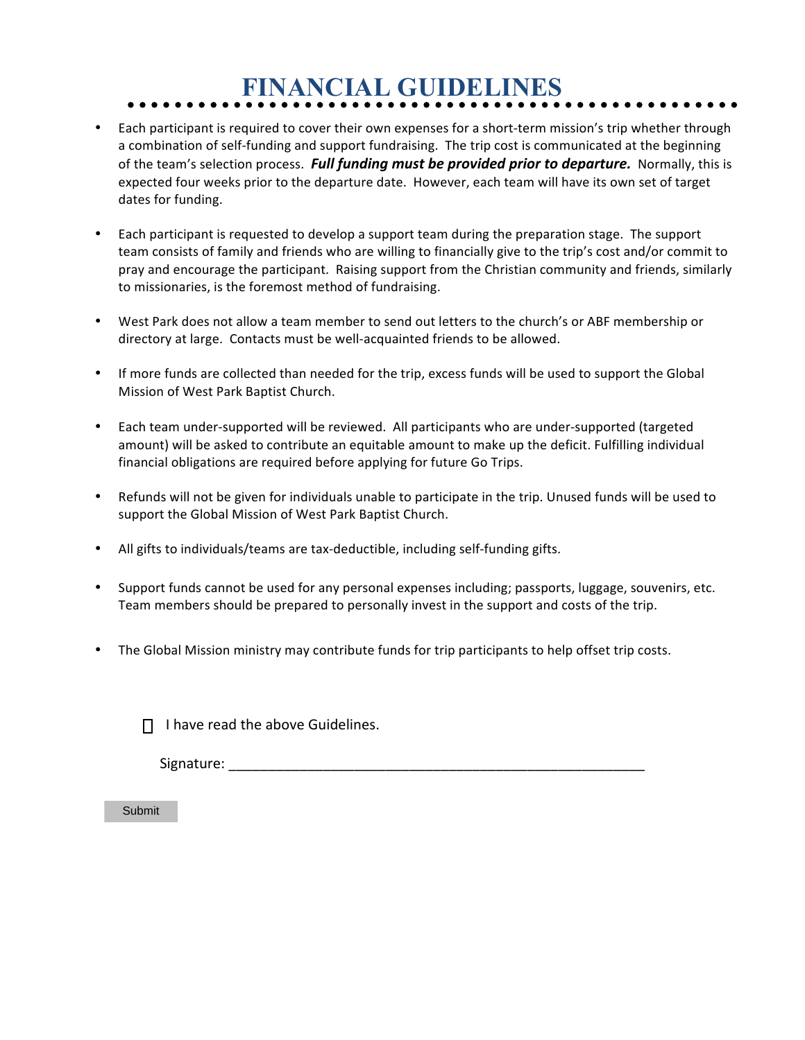# FINANCIAL GUIDELINES

- Each participant is required to cover their own expenses for a short-term mission's trip whether through a combination of self-funding and support fundraising. The trip cost is communicated at the beginning of the team's selection process. ***Full funding must be provided prior to departure.*** Normally, this is expected four weeks prior to the departure date. However, each team will have its own set of target dates for funding.

- Each participant is requested to develop a support team during the preparation stage. The support team consists of family and friends who are willing to financially give to the trip's cost and/or commit to pray and encourage the participant. Raising support from the Christian community and friends, similarly to missionaries, is the foremost method of fundraising.

- West Park does not allow a team member to send out letters to the church's or ABF membership or directory at large. Contacts must be well-acquainted friends to be allowed.

- If more funds are collected than needed for the trip, excess funds will be used to support the Global Mission of West Park Baptist Church.

- Each team under-supported will be reviewed. All participants who are under-supported (targeted amount) will be asked to contribute an equitable amount to make up the deficit. Fulfilling individual financial obligations are required before applying for future Go Trips.

- Refunds will not be given for individuals unable to participate in the trip. Unused funds will be used to support the Global Mission of West Park Baptist Church.

- All gifts to individuals/teams are tax-deductible, including self-funding gifts.

- Support funds cannot be used for any personal expenses including; passports, luggage, souvenirs, etc. Team members should be prepared to personally invest in the support and costs of the trip.

- The Global Mission ministry may contribute funds for trip participants to help offset trip costs.

☐ I have read the above Guidelines.

Signature: ______________________________________________________

Submit